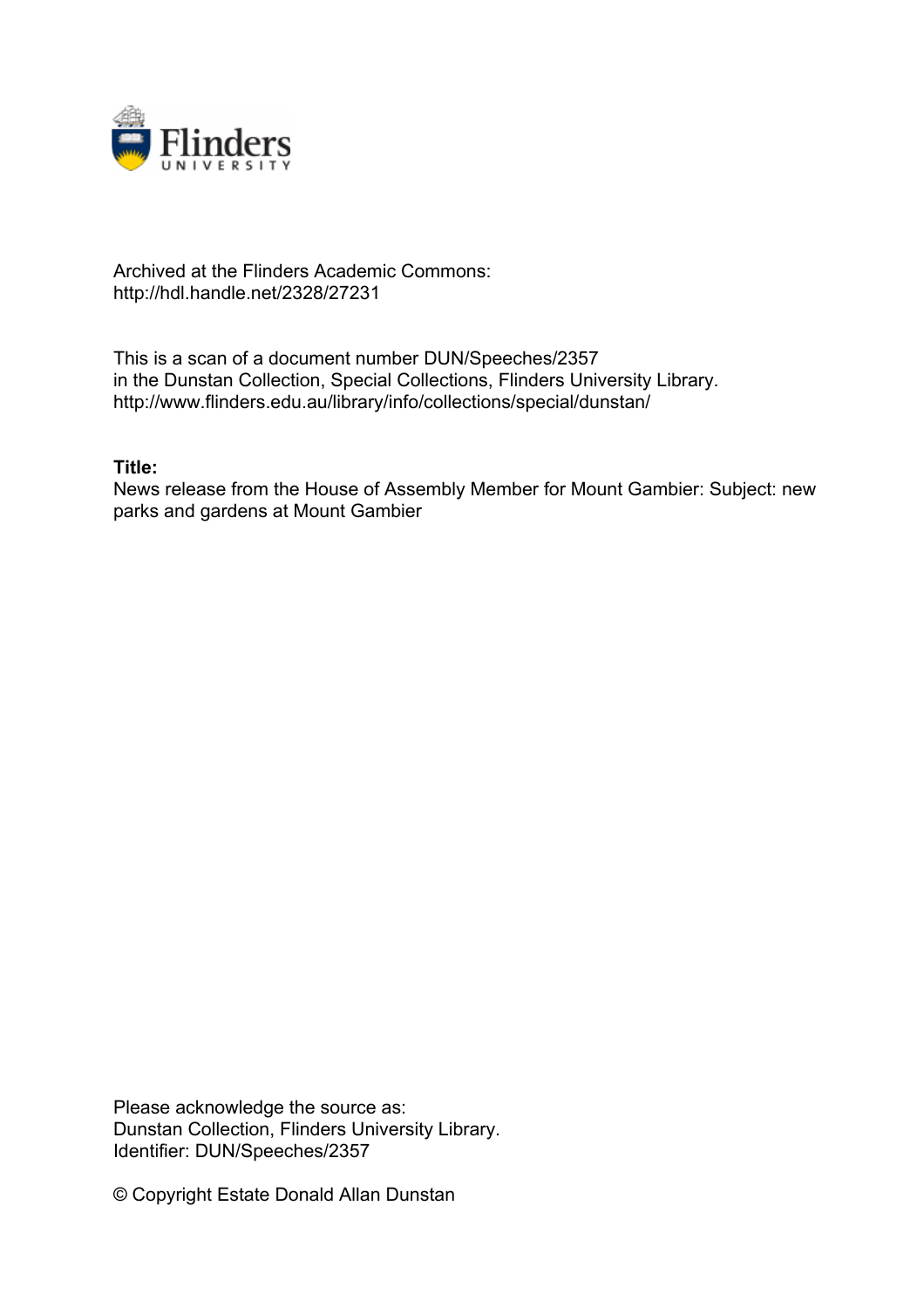Archived at the Flinders Academic Commons:
http://hdl.handle.net/2328/27231

This is a scan of a document number DUN/Speeches/2357
in the Dunstan Collection, Special Collections, Flinders University Library.
http://www.flinders.edu.au/library/info/collections/special/dunstan/

**Title:**
News release from the House of Assembly Member for Mount Gambier: Subject: new parks and gardens at Mount Gambier

Please acknowledge the source as:
Dunstan Collection, Flinders University Library.
Identifier: DUN/Speeches/2357

© Copyright Estate Donald Allan Dunstan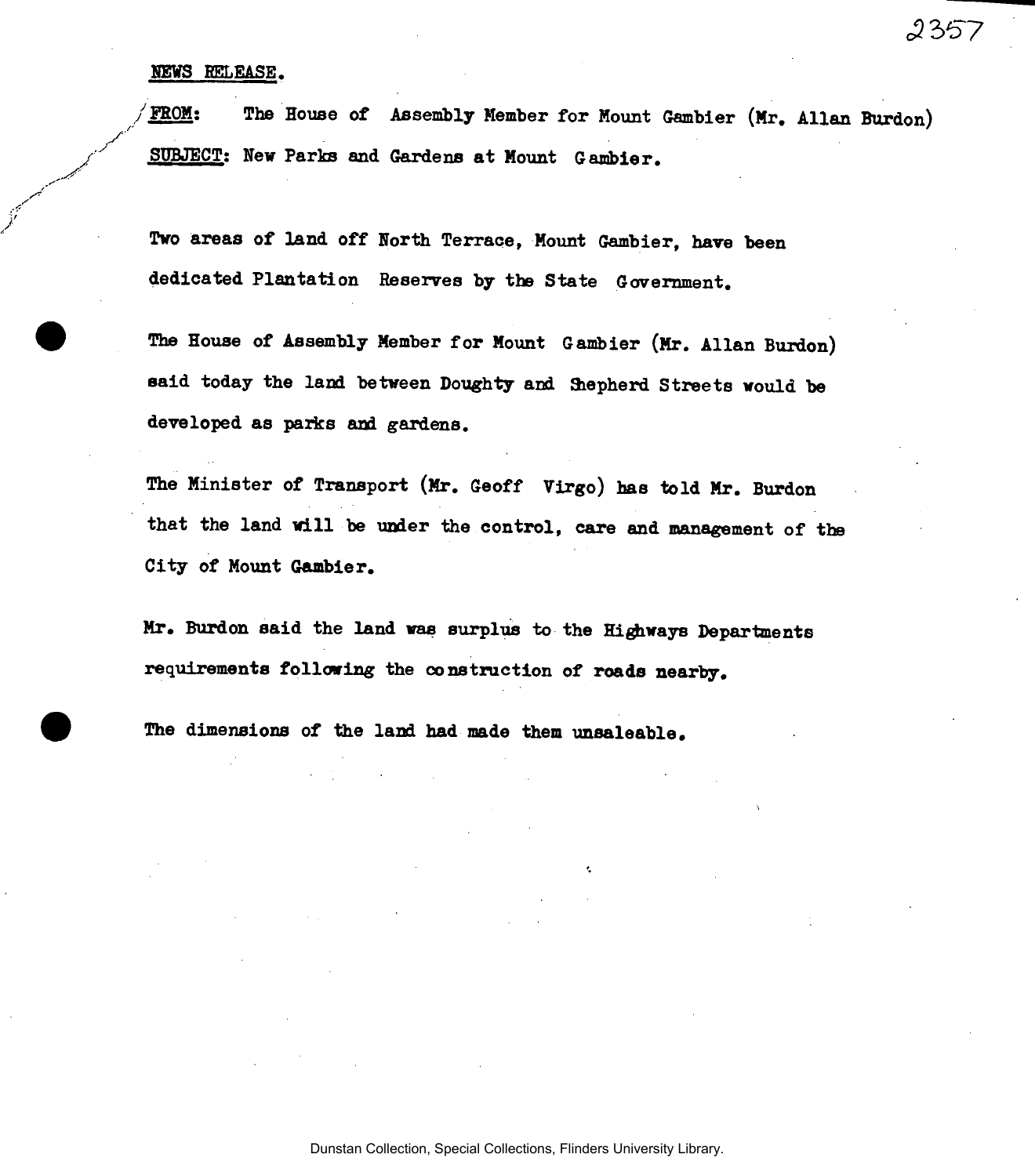NEWS RELEASE.

**FROM:** The House of Assembly Member for Mount Gambier (Mr. Allan Burdon)

**SUBJECT:** New Parks and Gardens at Mount Gambier.

Two areas of land off North Terrace, Mount Gambier, have been dedicated Plantation Reserves by the State Government.

The House of Assembly Member for Mount Gambier (Mr. Allan Burdon) said today the land between Doughty and Shepherd Streets would be developed as parks and gardens.

The Minister of Transport (Mr. Geoff Virgo) has told Mr. Burdon that the land will be under the control, care and management of the City of Mount Gambier.

Mr. Burdon said the land was surplus to the Highways Departments requirements following the construction of roads nearby.

The dimensions of the land had made them unsaleable.